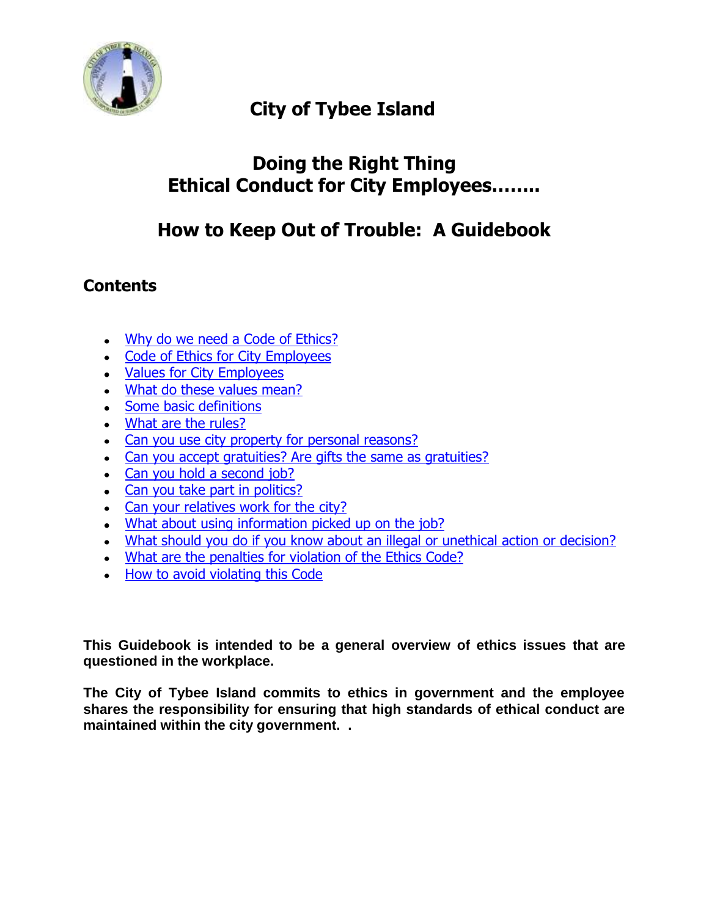# City of Tybee Island

## Doing the Right Thing
## Ethical Conduct for City Employees……..

## How to Keep Out of Trouble: A Guidebook

### Contents

- Why do we need a Code of Ethics?
- Code of Ethics for City Employees
- Values for City Employees
- What do these values mean?
- Some basic definitions
- What are the rules?
- Can you use city property for personal reasons?
- Can you accept gratuities? Are gifts the same as gratuities?
- Can you hold a second job?
- Can you take part in politics?
- Can your relatives work for the city?
- What about using information picked up on the job?
- What should you do if you know about an illegal or unethical action or decision?
- What are the penalties for violation of the Ethics Code?
- How to avoid violating this Code

**This Guidebook is intended to be a general overview of ethics issues that are questioned in the workplace.**

**The City of Tybee Island commits to ethics in government and the employee shares the responsibility for ensuring that high standards of ethical conduct are maintained within the city government. .**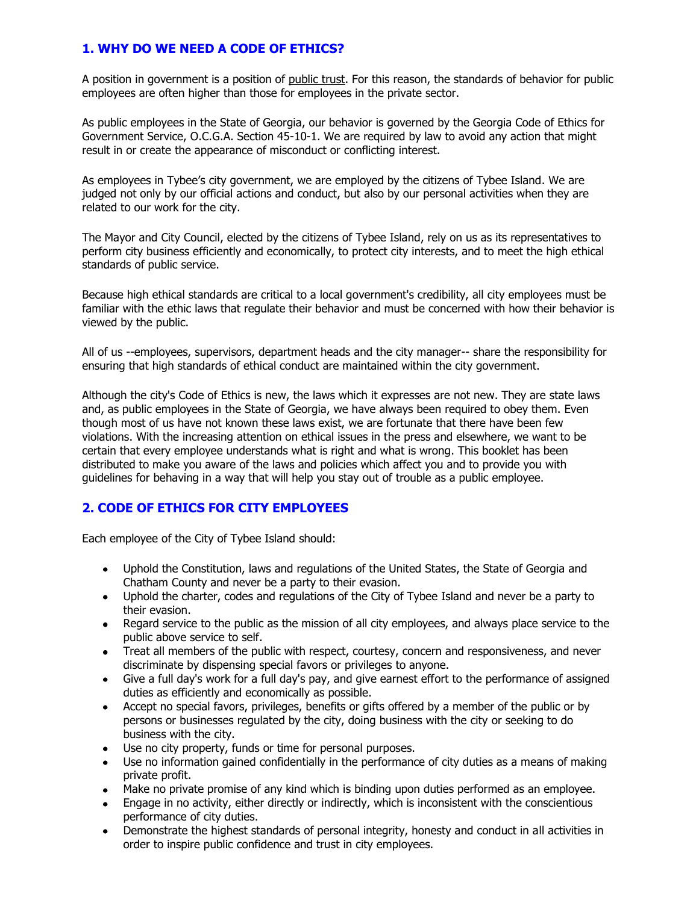## 1. WHY DO WE NEED A CODE OF ETHICS?

A position in government is a position of public trust. For this reason, the standards of behavior for public employees are often higher than those for employees in the private sector.

As public employees in the State of Georgia, our behavior is governed by the Georgia Code of Ethics for Government Service, O.C.G.A. Section 45-10-1. We are required by law to avoid any action that might result in or create the appearance of misconduct or conflicting interest.

As employees in Tybee's city government, we are employed by the citizens of Tybee Island. We are judged not only by our official actions and conduct, but also by our personal activities when they are related to our work for the city.

The Mayor and City Council, elected by the citizens of Tybee Island, rely on us as its representatives to perform city business efficiently and economically, to protect city interests, and to meet the high ethical standards of public service.

Because high ethical standards are critical to a local government's credibility, all city employees must be familiar with the ethic laws that regulate their behavior and must be concerned with how their behavior is viewed by the public.

All of us --employees, supervisors, department heads and the city manager-- share the responsibility for ensuring that high standards of ethical conduct are maintained within the city government.

Although the city's Code of Ethics is new, the laws which it expresses are not new. They are state laws and, as public employees in the State of Georgia, we have always been required to obey them. Even though most of us have not known these laws exist, we are fortunate that there have been few violations. With the increasing attention on ethical issues in the press and elsewhere, we want to be certain that every employee understands what is right and what is wrong. This booklet has been distributed to make you aware of the laws and policies which affect you and to provide you with guidelines for behaving in a way that will help you stay out of trouble as a public employee.

## 2. CODE OF ETHICS FOR CITY EMPLOYEES

Each employee of the City of Tybee Island should:

- Uphold the Constitution, laws and regulations of the United States, the State of Georgia and Chatham County and never be a party to their evasion.
- Uphold the charter, codes and regulations of the City of Tybee Island and never be a party to their evasion.
- Regard service to the public as the mission of all city employees, and always place service to the public above service to self.
- Treat all members of the public with respect, courtesy, concern and responsiveness, and never discriminate by dispensing special favors or privileges to anyone.
- Give a full day's work for a full day's pay, and give earnest effort to the performance of assigned duties as efficiently and economically as possible.
- Accept no special favors, privileges, benefits or gifts offered by a member of the public or by persons or businesses regulated by the city, doing business with the city or seeking to do business with the city.
- Use no city property, funds or time for personal purposes.
- Use no information gained confidentially in the performance of city duties as a means of making private profit.
- Make no private promise of any kind which is binding upon duties performed as an employee.
- Engage in no activity, either directly or indirectly, which is inconsistent with the conscientious performance of city duties.
- Demonstrate the highest standards of personal integrity, honesty and conduct in all activities in order to inspire public confidence and trust in city employees.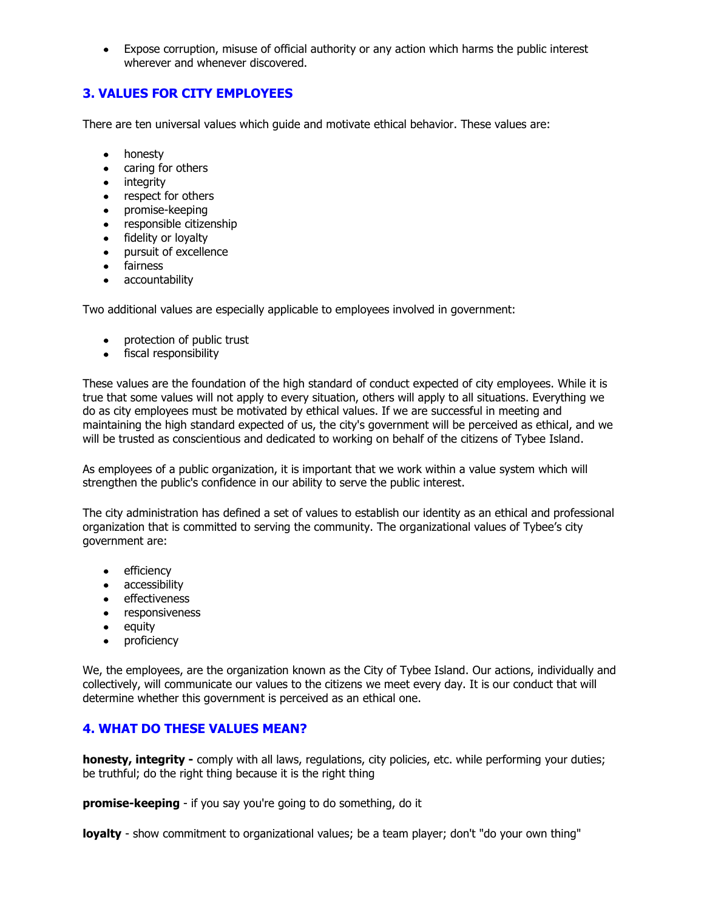- Expose corruption, misuse of official authority or any action which harms the public interest wherever and whenever discovered.

## 3. VALUES FOR CITY EMPLOYEES

There are ten universal values which guide and motivate ethical behavior. These values are:

- honesty
- caring for others
- integrity
- respect for others
- promise-keeping
- responsible citizenship
- fidelity or loyalty
- pursuit of excellence
- fairness
- accountability

Two additional values are especially applicable to employees involved in government:

- protection of public trust
- fiscal responsibility

These values are the foundation of the high standard of conduct expected of city employees. While it is true that some values will not apply to every situation, others will apply to all situations. Everything we do as city employees must be motivated by ethical values. If we are successful in meeting and maintaining the high standard expected of us, the city's government will be perceived as ethical, and we will be trusted as conscientious and dedicated to working on behalf of the citizens of Tybee Island.

As employees of a public organization, it is important that we work within a value system which will strengthen the public's confidence in our ability to serve the public interest.

The city administration has defined a set of values to establish our identity as an ethical and professional organization that is committed to serving the community. The organizational values of Tybee's city government are:

- efficiency
- accessibility
- effectiveness
- responsiveness
- equity
- proficiency

We, the employees, are the organization known as the City of Tybee Island. Our actions, individually and collectively, will communicate our values to the citizens we meet every day. It is our conduct that will determine whether this government is perceived as an ethical one.

## 4. WHAT DO THESE VALUES MEAN?

**honesty, integrity -** comply with all laws, regulations, city policies, etc. while performing your duties; be truthful; do the right thing because it is the right thing

**promise-keeping** - if you say you're going to do something, do it

**loyalty** - show commitment to organizational values; be a team player; don't "do your own thing"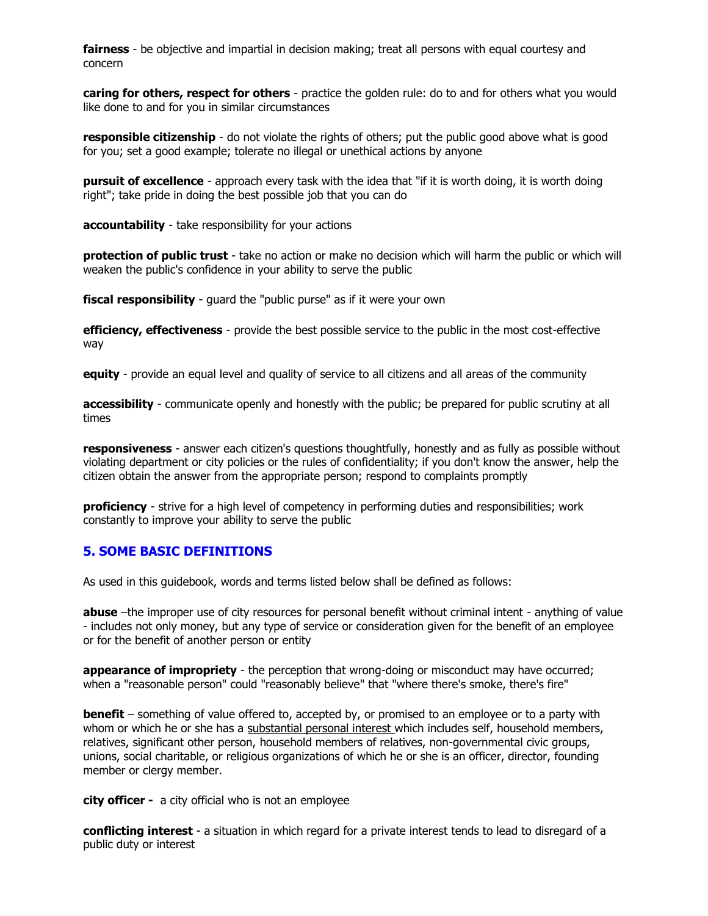**fairness** - be objective and impartial in decision making; treat all persons with equal courtesy and concern

**caring for others, respect for others** - practice the golden rule: do to and for others what you would like done to and for you in similar circumstances

**responsible citizenship** - do not violate the rights of others; put the public good above what is good for you; set a good example; tolerate no illegal or unethical actions by anyone

**pursuit of excellence** - approach every task with the idea that "if it is worth doing, it is worth doing right"; take pride in doing the best possible job that you can do

**accountability** - take responsibility for your actions

**protection of public trust** - take no action or make no decision which will harm the public or which will weaken the public's confidence in your ability to serve the public

**fiscal responsibility** - guard the "public purse" as if it were your own

**efficiency, effectiveness** - provide the best possible service to the public in the most cost-effective way

**equity** - provide an equal level and quality of service to all citizens and all areas of the community

**accessibility** - communicate openly and honestly with the public; be prepared for public scrutiny at all times

**responsiveness** - answer each citizen's questions thoughtfully, honestly and as fully as possible without violating department or city policies or the rules of confidentiality; if you don't know the answer, help the citizen obtain the answer from the appropriate person; respond to complaints promptly

**proficiency** - strive for a high level of competency in performing duties and responsibilities; work constantly to improve your ability to serve the public

## 5. SOME BASIC DEFINITIONS

As used in this guidebook, words and terms listed below shall be defined as follows:

**abuse** –the improper use of city resources for personal benefit without criminal intent - anything of value - includes not only money, but any type of service or consideration given for the benefit of an employee or for the benefit of another person or entity

**appearance of impropriety** - the perception that wrong-doing or misconduct may have occurred; when a "reasonable person" could "reasonably believe" that "where there's smoke, there's fire"

**benefit** – something of value offered to, accepted by, or promised to an employee or to a party with whom or which he or she has a substantial personal interest which includes self, household members, relatives, significant other person, household members of relatives, non-governmental civic groups, unions, social charitable, or religious organizations of which he or she is an officer, director, founding member or clergy member.

**city officer -** a city official who is not an employee

**conflicting interest** - a situation in which regard for a private interest tends to lead to disregard of a public duty or interest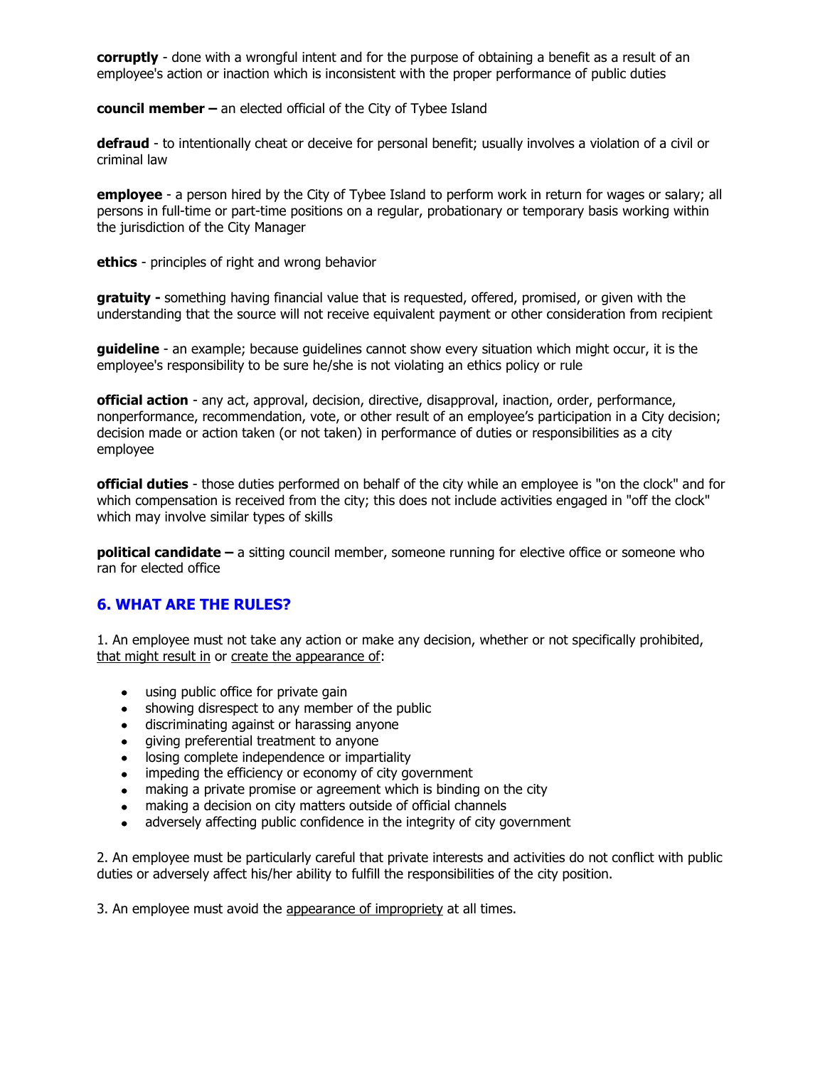**corruptly** - done with a wrongful intent and for the purpose of obtaining a benefit as a result of an employee's action or inaction which is inconsistent with the proper performance of public duties

**council member –** an elected official of the City of Tybee Island

**defraud** - to intentionally cheat or deceive for personal benefit; usually involves a violation of a civil or criminal law

**employee** - a person hired by the City of Tybee Island to perform work in return for wages or salary; all persons in full-time or part-time positions on a regular, probationary or temporary basis working within the jurisdiction of the City Manager

**ethics** - principles of right and wrong behavior

**gratuity -** something having financial value that is requested, offered, promised, or given with the understanding that the source will not receive equivalent payment or other consideration from recipient

**guideline** - an example; because guidelines cannot show every situation which might occur, it is the employee's responsibility to be sure he/she is not violating an ethics policy or rule

**official action** - any act, approval, decision, directive, disapproval, inaction, order, performance, nonperformance, recommendation, vote, or other result of an employee's participation in a City decision; decision made or action taken (or not taken) in performance of duties or responsibilities as a city employee

**official duties** - those duties performed on behalf of the city while an employee is "on the clock" and for which compensation is received from the city; this does not include activities engaged in "off the clock" which may involve similar types of skills

**political candidate –** a sitting council member, someone running for elective office or someone who ran for elected office

## 6. WHAT ARE THE RULES?

1. An employee must not take any action or make any decision, whether or not specifically prohibited, that might result in or create the appearance of:

- using public office for private gain
- showing disrespect to any member of the public
- discriminating against or harassing anyone
- giving preferential treatment to anyone
- losing complete independence or impartiality
- impeding the efficiency or economy of city government
- making a private promise or agreement which is binding on the city
- making a decision on city matters outside of official channels
- adversely affecting public confidence in the integrity of city government

2. An employee must be particularly careful that private interests and activities do not conflict with public duties or adversely affect his/her ability to fulfill the responsibilities of the city position.

3. An employee must avoid the appearance of impropriety at all times.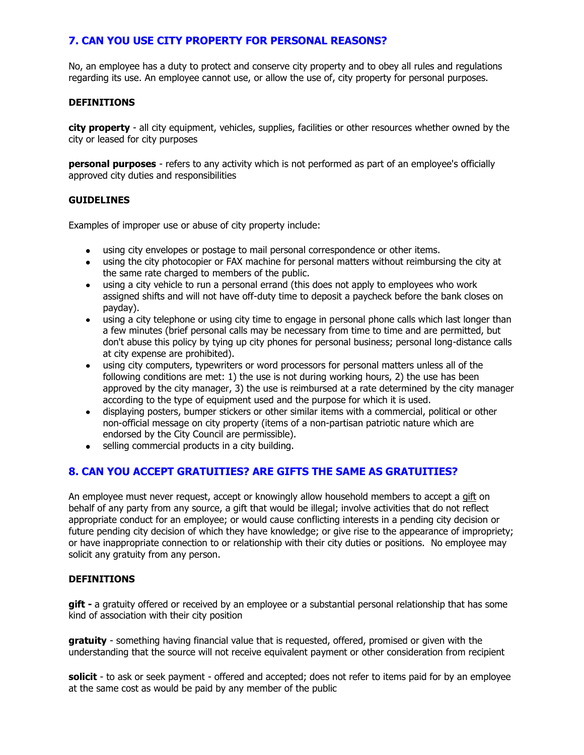## 7. CAN YOU USE CITY PROPERTY FOR PERSONAL REASONS?

No, an employee has a duty to protect and conserve city property and to obey all rules and regulations regarding its use. An employee cannot use, or allow the use of, city property for personal purposes.

### DEFINITIONS

**city property** - all city equipment, vehicles, supplies, facilities or other resources whether owned by the city or leased for city purposes

**personal purposes** - refers to any activity which is not performed as part of an employee's officially approved city duties and responsibilities

### GUIDELINES

Examples of improper use or abuse of city property include:

- using city envelopes or postage to mail personal correspondence or other items.
- using the city photocopier or FAX machine for personal matters without reimbursing the city at the same rate charged to members of the public.
- using a city vehicle to run a personal errand (this does not apply to employees who work assigned shifts and will not have off-duty time to deposit a paycheck before the bank closes on payday).
- using a city telephone or using city time to engage in personal phone calls which last longer than a few minutes (brief personal calls may be necessary from time to time and are permitted, but don't abuse this policy by tying up city phones for personal business; personal long-distance calls at city expense are prohibited).
- using city computers, typewriters or word processors for personal matters unless all of the following conditions are met: 1) the use is not during working hours, 2) the use has been approved by the city manager, 3) the use is reimbursed at a rate determined by the city manager according to the type of equipment used and the purpose for which it is used.
- displaying posters, bumper stickers or other similar items with a commercial, political or other non-official message on city property (items of a non-partisan patriotic nature which are endorsed by the City Council are permissible).
- selling commercial products in a city building.

## 8. CAN YOU ACCEPT GRATUITIES? ARE GIFTS THE SAME AS GRATUITIES?

An employee must never request, accept or knowingly allow household members to accept a gift on behalf of any party from any source, a gift that would be illegal; involve activities that do not reflect appropriate conduct for an employee; or would cause conflicting interests in a pending city decision or future pending city decision of which they have knowledge; or give rise to the appearance of impropriety; or have inappropriate connection to or relationship with their city duties or positions. No employee may solicit any gratuity from any person.

### DEFINITIONS

**gift -** a gratuity offered or received by an employee or a substantial personal relationship that has some kind of association with their city position

**gratuity** - something having financial value that is requested, offered, promised or given with the understanding that the source will not receive equivalent payment or other consideration from recipient

**solicit** - to ask or seek payment - offered and accepted; does not refer to items paid for by an employee at the same cost as would be paid by any member of the public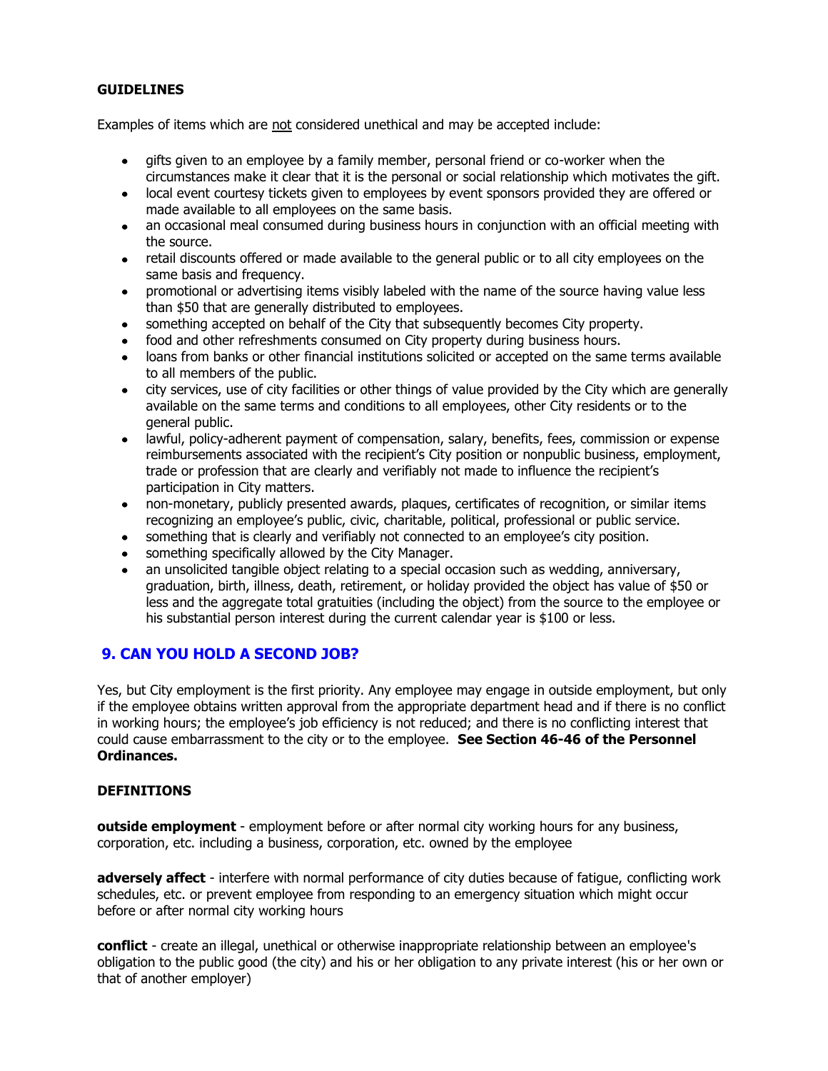**GUIDELINES**

Examples of items which are not considered unethical and may be accepted include:

- gifts given to an employee by a family member, personal friend or co-worker when the circumstances make it clear that it is the personal or social relationship which motivates the gift.
- local event courtesy tickets given to employees by event sponsors provided they are offered or made available to all employees on the same basis.
- an occasional meal consumed during business hours in conjunction with an official meeting with the source.
- retail discounts offered or made available to the general public or to all city employees on the same basis and frequency.
- promotional or advertising items visibly labeled with the name of the source having value less than $50 that are generally distributed to employees.
- something accepted on behalf of the City that subsequently becomes City property.
- food and other refreshments consumed on City property during business hours.
- loans from banks or other financial institutions solicited or accepted on the same terms available to all members of the public.
- city services, use of city facilities or other things of value provided by the City which are generally available on the same terms and conditions to all employees, other City residents or to the general public.
- lawful, policy-adherent payment of compensation, salary, benefits, fees, commission or expense reimbursements associated with the recipient's City position or nonpublic business, employment, trade or profession that are clearly and verifiably not made to influence the recipient's participation in City matters.
- non-monetary, publicly presented awards, plaques, certificates of recognition, or similar items recognizing an employee's public, civic, charitable, political, professional or public service.
- something that is clearly and verifiably not connected to an employee's city position.
- something specifically allowed by the City Manager.
- an unsolicited tangible object relating to a special occasion such as wedding, anniversary, graduation, birth, illness, death, retirement, or holiday provided the object has value of $50 or less and the aggregate total gratuities (including the object) from the source to the employee or his substantial person interest during the current calendar year is $100 or less.

## 9. CAN YOU HOLD A SECOND JOB?

Yes, but City employment is the first priority. Any employee may engage in outside employment, but only if the employee obtains written approval from the appropriate department head and if there is no conflict in working hours; the employee's job efficiency is not reduced; and there is no conflicting interest that could cause embarrassment to the city or to the employee. **See Section 46-46 of the Personnel Ordinances.**

**DEFINITIONS**

**outside employment** - employment before or after normal city working hours for any business, corporation, etc. including a business, corporation, etc. owned by the employee

**adversely affect** - interfere with normal performance of city duties because of fatigue, conflicting work schedules, etc. or prevent employee from responding to an emergency situation which might occur before or after normal city working hours

**conflict** - create an illegal, unethical or otherwise inappropriate relationship between an employee's obligation to the public good (the city) and his or her obligation to any private interest (his or her own or that of another employer)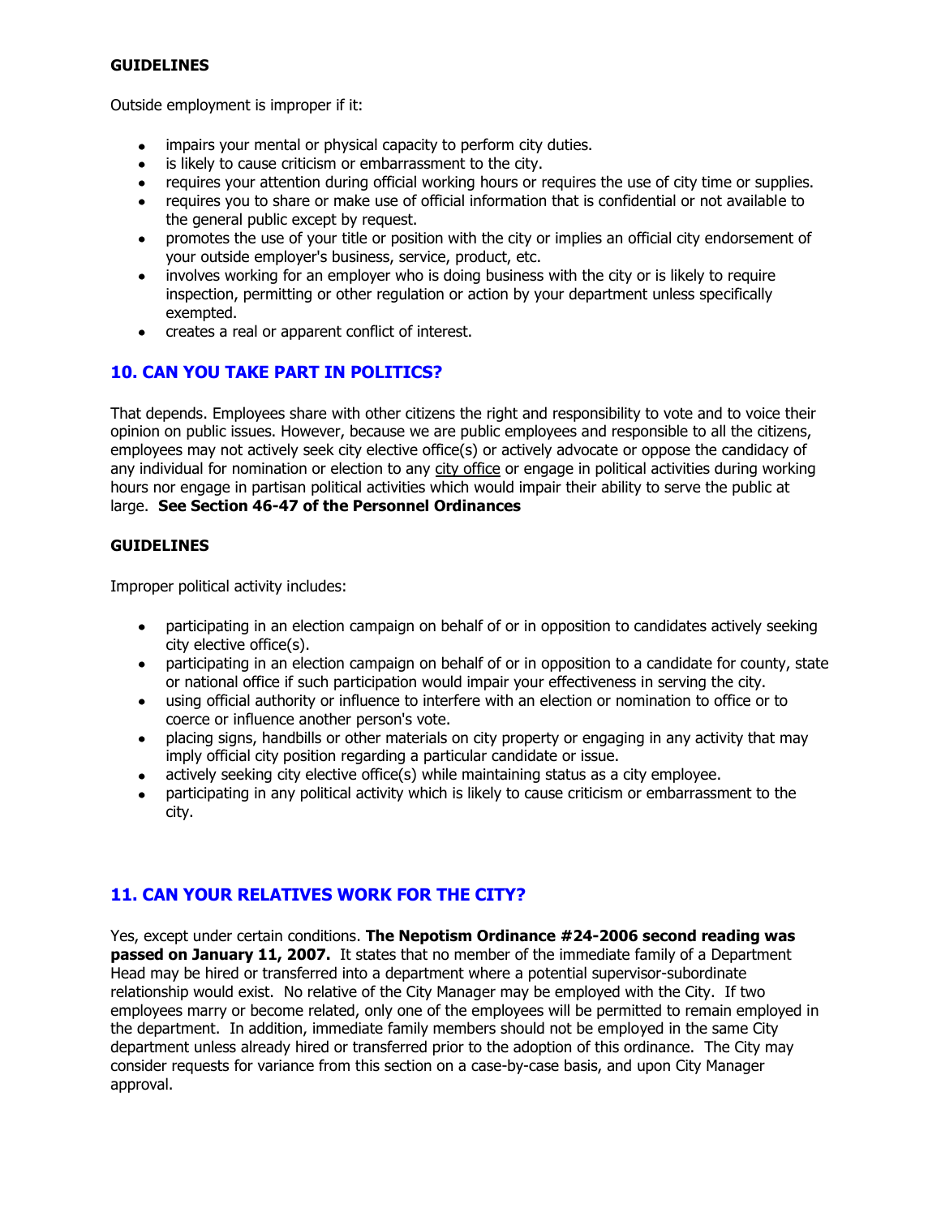**GUIDELINES**

Outside employment is improper if it:

- impairs your mental or physical capacity to perform city duties.
- is likely to cause criticism or embarrassment to the city.
- requires your attention during official working hours or requires the use of city time or supplies.
- requires you to share or make use of official information that is confidential or not available to the general public except by request.
- promotes the use of your title or position with the city or implies an official city endorsement of your outside employer's business, service, product, etc.
- involves working for an employer who is doing business with the city or is likely to require inspection, permitting or other regulation or action by your department unless specifically exempted.
- creates a real or apparent conflict of interest.

## 10. CAN YOU TAKE PART IN POLITICS?

That depends. Employees share with other citizens the right and responsibility to vote and to voice their opinion on public issues. However, because we are public employees and responsible to all the citizens, employees may not actively seek city elective office(s) or actively advocate or oppose the candidacy of any individual for nomination or election to any city office or engage in political activities during working hours nor engage in partisan political activities which would impair their ability to serve the public at large. **See Section 46-47 of the Personnel Ordinances**

**GUIDELINES**

Improper political activity includes:

- participating in an election campaign on behalf of or in opposition to candidates actively seeking city elective office(s).
- participating in an election campaign on behalf of or in opposition to a candidate for county, state or national office if such participation would impair your effectiveness in serving the city.
- using official authority or influence to interfere with an election or nomination to office or to coerce or influence another person's vote.
- placing signs, handbills or other materials on city property or engaging in any activity that may imply official city position regarding a particular candidate or issue.
- actively seeking city elective office(s) while maintaining status as a city employee.
- participating in any political activity which is likely to cause criticism or embarrassment to the city.

## 11. CAN YOUR RELATIVES WORK FOR THE CITY?

Yes, except under certain conditions. **The Nepotism Ordinance #24-2006 second reading was passed on January 11, 2007.** It states that no member of the immediate family of a Department Head may be hired or transferred into a department where a potential supervisor-subordinate relationship would exist. No relative of the City Manager may be employed with the City. If two employees marry or become related, only one of the employees will be permitted to remain employed in the department. In addition, immediate family members should not be employed in the same City department unless already hired or transferred prior to the adoption of this ordinance. The City may consider requests for variance from this section on a case-by-case basis, and upon City Manager approval.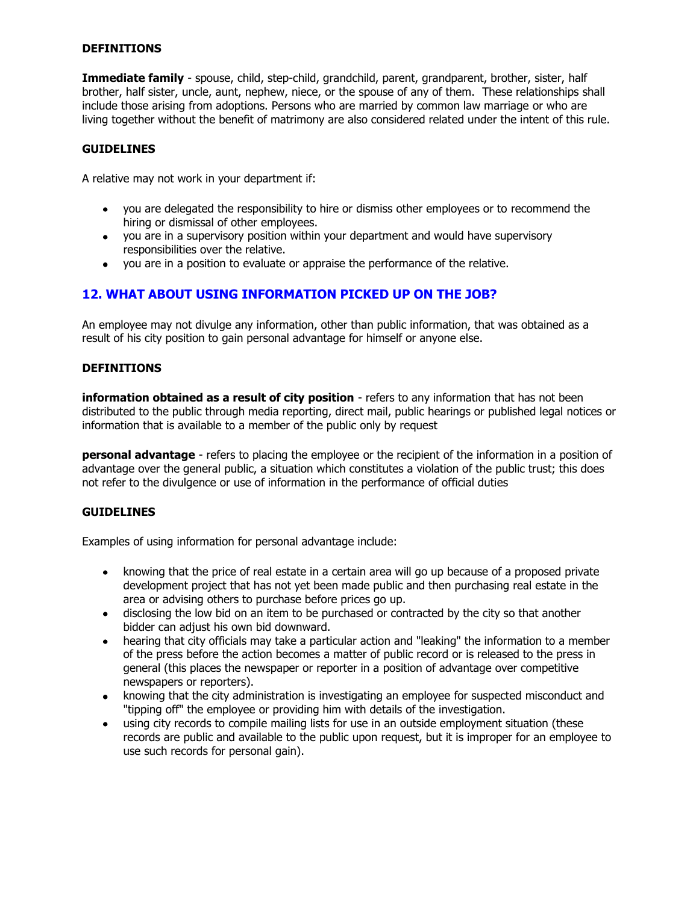### DEFINITIONS

**Immediate family** - spouse, child, step-child, grandchild, parent, grandparent, brother, sister, half brother, half sister, uncle, aunt, nephew, niece, or the spouse of any of them. These relationships shall include those arising from adoptions. Persons who are married by common law marriage or who are living together without the benefit of matrimony are also considered related under the intent of this rule.

### GUIDELINES

A relative may not work in your department if:

- you are delegated the responsibility to hire or dismiss other employees or to recommend the hiring or dismissal of other employees.
- you are in a supervisory position within your department and would have supervisory responsibilities over the relative.
- you are in a position to evaluate or appraise the performance of the relative.

## 12. WHAT ABOUT USING INFORMATION PICKED UP ON THE JOB?

An employee may not divulge any information, other than public information, that was obtained as a result of his city position to gain personal advantage for himself or anyone else.

### DEFINITIONS

**information obtained as a result of city position** - refers to any information that has not been distributed to the public through media reporting, direct mail, public hearings or published legal notices or information that is available to a member of the public only by request

**personal advantage** - refers to placing the employee or the recipient of the information in a position of advantage over the general public, a situation which constitutes a violation of the public trust; this does not refer to the divulgence or use of information in the performance of official duties

### GUIDELINES

Examples of using information for personal advantage include:

- knowing that the price of real estate in a certain area will go up because of a proposed private development project that has not yet been made public and then purchasing real estate in the area or advising others to purchase before prices go up.
- disclosing the low bid on an item to be purchased or contracted by the city so that another bidder can adjust his own bid downward.
- hearing that city officials may take a particular action and "leaking" the information to a member of the press before the action becomes a matter of public record or is released to the press in general (this places the newspaper or reporter in a position of advantage over competitive newspapers or reporters).
- knowing that the city administration is investigating an employee for suspected misconduct and "tipping off" the employee or providing him with details of the investigation.
- using city records to compile mailing lists for use in an outside employment situation (these records are public and available to the public upon request, but it is improper for an employee to use such records for personal gain).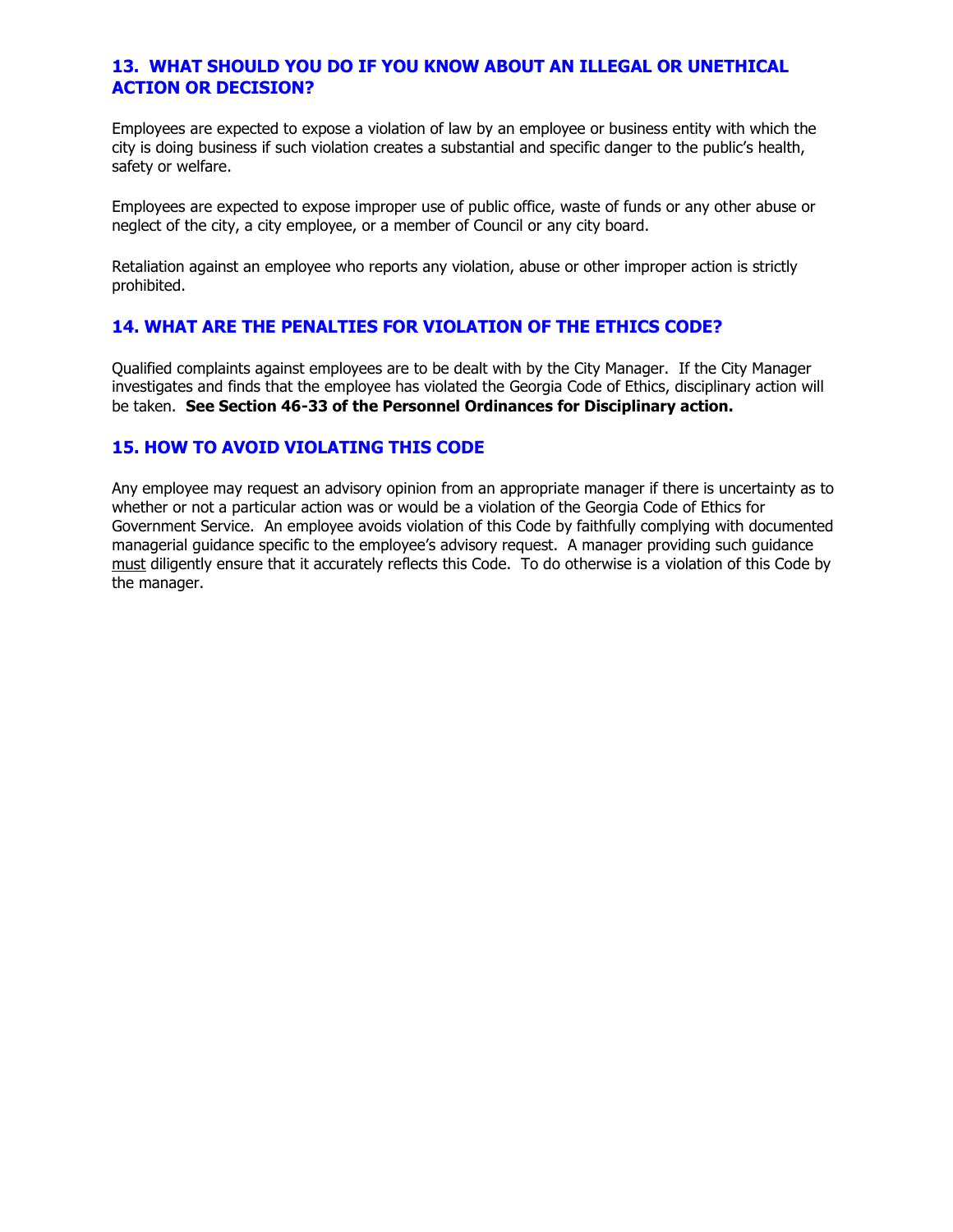## 13. WHAT SHOULD YOU DO IF YOU KNOW ABOUT AN ILLEGAL OR UNETHICAL ACTION OR DECISION?

Employees are expected to expose a violation of law by an employee or business entity with which the city is doing business if such violation creates a substantial and specific danger to the public's health, safety or welfare.

Employees are expected to expose improper use of public office, waste of funds or any other abuse or neglect of the city, a city employee, or a member of Council or any city board.

Retaliation against an employee who reports any violation, abuse or other improper action is strictly prohibited.

## 14. WHAT ARE THE PENALTIES FOR VIOLATION OF THE ETHICS CODE?

Qualified complaints against employees are to be dealt with by the City Manager. If the City Manager investigates and finds that the employee has violated the Georgia Code of Ethics, disciplinary action will be taken. **See Section 46-33 of the Personnel Ordinances for Disciplinary action.**

## 15. HOW TO AVOID VIOLATING THIS CODE

Any employee may request an advisory opinion from an appropriate manager if there is uncertainty as to whether or not a particular action was or would be a violation of the Georgia Code of Ethics for Government Service. An employee avoids violation of this Code by faithfully complying with documented managerial guidance specific to the employee's advisory request. A manager providing such guidance must diligently ensure that it accurately reflects this Code. To do otherwise is a violation of this Code by the manager.